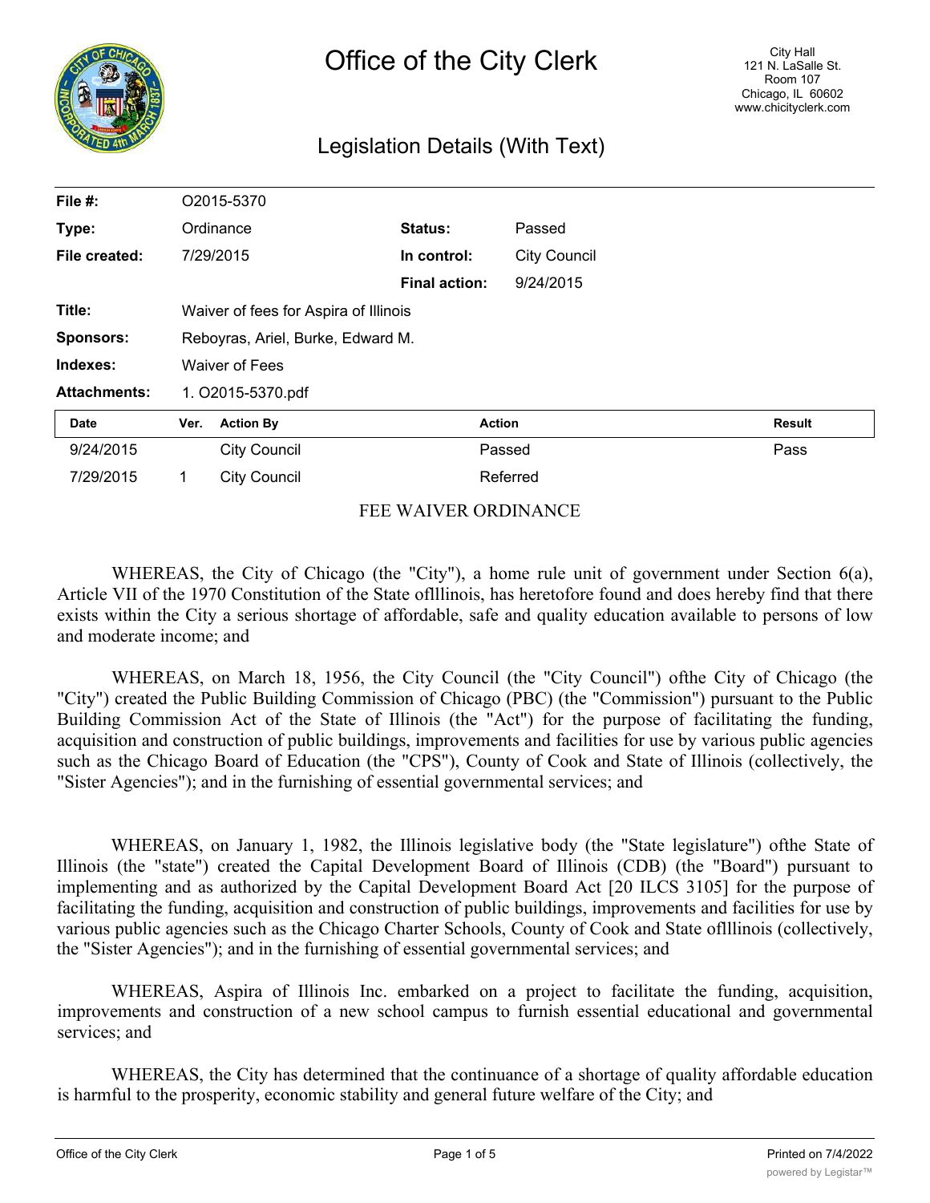# Office of the City Clerk

City Hall
121 N. LaSalle St.
Room 107
Chicago, IL 60602
www.chicityclerk.com

## Legislation Details (With Text)

| | | | |
|---|---|---|---|
| **File #:** | O2015-5370 | | |
| **Type:** | Ordinance | **Status:** | Passed |
| **File created:** | 7/29/2015 | **In control:** | City Council |
| | | **Final action:** | 9/24/2015 |
| **Title:** | Waiver of fees for Aspira of Illinois | | |
| **Sponsors:** | Reboyras, Ariel, Burke, Edward M. | | |
| **Indexes:** | Waiver of Fees | | |
| **Attachments:** | 1. O2015-5370.pdf | | |

| Date | Ver. | Action By | Action | Result |
|---|---|---|---|---|
| 9/24/2015 | | City Council | Passed | Pass |
| 7/29/2015 | 1 | City Council | Referred | |

FEE WAIVER ORDINANCE

WHEREAS, the City of Chicago (the "City"), a home rule unit of government under Section 6(a), Article VII of the 1970 Constitution of the State oflllinois, has heretofore found and does hereby find that there exists within the City a serious shortage of affordable, safe and quality education available to persons of low and moderate income; and

WHEREAS, on March 18, 1956, the City Council (the "City Council") ofthe City of Chicago (the "City") created the Public Building Commission of Chicago (PBC) (the "Commission") pursuant to the Public Building Commission Act of the State of Illinois (the "Act") for the purpose of facilitating the funding, acquisition and construction of public buildings, improvements and facilities for use by various public agencies such as the Chicago Board of Education (the "CPS"), County of Cook and State of Illinois (collectively, the "Sister Agencies"); and in the furnishing of essential governmental services; and

WHEREAS, on January 1, 1982, the Illinois legislative body (the "State legislature") ofthe State of Illinois (the "state") created the Capital Development Board of Illinois (CDB) (the "Board") pursuant to implementing and as authorized by the Capital Development Board Act [20 ILCS 3105] for the purpose of facilitating the funding, acquisition and construction of public buildings, improvements and facilities for use by various public agencies such as the Chicago Charter Schools, County of Cook and State oflllinois (collectively, the "Sister Agencies"); and in the furnishing of essential governmental services; and

WHEREAS, Aspira of Illinois Inc. embarked on a project to facilitate the funding, acquisition, improvements and construction of a new school campus to furnish essential educational and governmental services; and

WHEREAS, the City has determined that the continuance of a shortage of quality affordable education is harmful to the prosperity, economic stability and general future welfare of the City; and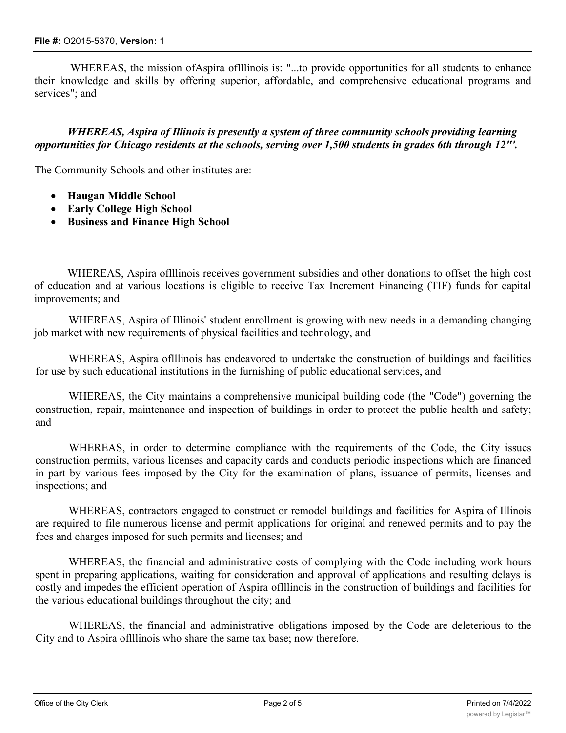WHEREAS, the mission ofAspira oflllinois is: "...to provide opportunities for all students to enhance their knowledge and skills by offering superior, affordable, and comprehensive educational programs and services"; and

***WHEREAS, Aspira of Illinois is presently a system of three community schools providing learning opportunities for Chicago residents at the schools, serving over 1,500 students in grades 6th through 12"'.***

The Community Schools and other institutes are:

- **Haugan Middle School**
- **Early College High School**
- **Business and Finance High School**

WHEREAS, Aspira oflllinois receives government subsidies and other donations to offset the high cost of education and at various locations is eligible to receive Tax Increment Financing (TIF) funds for capital improvements; and

WHEREAS, Aspira of Illinois' student enrollment is growing with new needs in a demanding changing job market with new requirements of physical facilities and technology, and

WHEREAS, Aspira oflllinois has endeavored to undertake the construction of buildings and facilities for use by such educational institutions in the furnishing of public educational services, and

WHEREAS, the City maintains a comprehensive municipal building code (the "Code") governing the construction, repair, maintenance and inspection of buildings in order to protect the public health and safety; and

WHEREAS, in order to determine compliance with the requirements of the Code, the City issues construction permits, various licenses and capacity cards and conducts periodic inspections which are financed in part by various fees imposed by the City for the examination of plans, issuance of permits, licenses and inspections; and

WHEREAS, contractors engaged to construct or remodel buildings and facilities for Aspira of Illinois are required to file numerous license and permit applications for original and renewed permits and to pay the fees and charges imposed for such permits and licenses; and

WHEREAS, the financial and administrative costs of complying with the Code including work hours spent in preparing applications, waiting for consideration and approval of applications and resulting delays is costly and impedes the efficient operation of Aspira oflllinois in the construction of buildings and facilities for the various educational buildings throughout the city; and

WHEREAS, the financial and administrative obligations imposed by the Code are deleterious to the City and to Aspira oflllinois who share the same tax base; now therefore.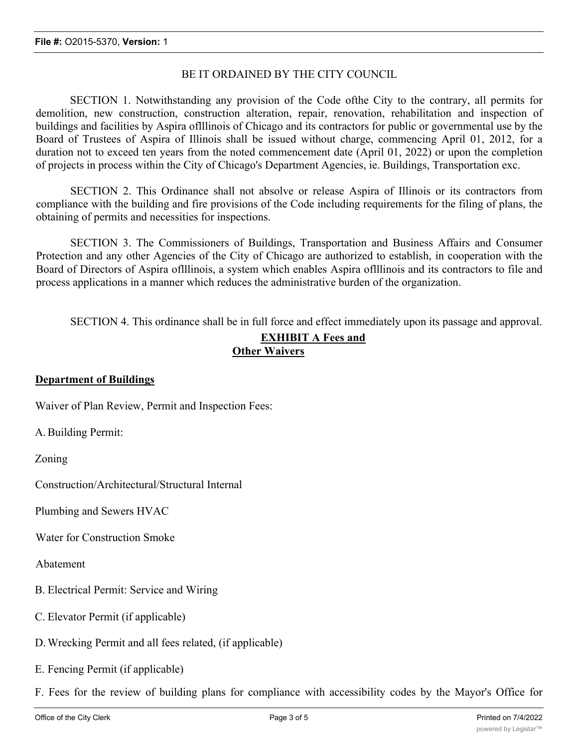BE IT ORDAINED BY THE CITY COUNCIL

SECTION 1. Notwithstanding any provision of the Code ofthe City to the contrary, all permits for demolition, new construction, construction alteration, repair, renovation, rehabilitation and inspection of buildings and facilities by Aspira oflllinois of Chicago and its contractors for public or governmental use by the Board of Trustees of Aspira of Illinois shall be issued without charge, commencing April 01, 2012, for a duration not to exceed ten years from the noted commencement date (April 01, 2022) or upon the completion of projects in process within the City of Chicago's Department Agencies, ie. Buildings, Transportation exc.

SECTION 2. This Ordinance shall not absolve or release Aspira of Illinois or its contractors from compliance with the building and fire provisions of the Code including requirements for the filing of plans, the obtaining of permits and necessities for inspections.

SECTION 3. The Commissioners of Buildings, Transportation and Business Affairs and Consumer Protection and any other Agencies of the City of Chicago are authorized to establish, in cooperation with the Board of Directors of Aspira oflllinois, a system which enables Aspira oflllinois and its contractors to file and process applications in a manner which reduces the administrative burden of the organization.

SECTION 4. This ordinance shall be in full force and effect immediately upon its passage and approval.

**EXHIBIT A Fees and Other Waivers**

**Department of Buildings**

Waiver of Plan Review, Permit and Inspection Fees:

A. Building Permit:

Zoning

Construction/Architectural/Structural Internal

Plumbing and Sewers HVAC

Water for Construction Smoke

Abatement

B. Electrical Permit: Service and Wiring

C. Elevator Permit (if applicable)

D. Wrecking Permit and all fees related, (if applicable)

E. Fencing Permit (if applicable)

F. Fees for the review of building plans for compliance with accessibility codes by the Mayor's Office for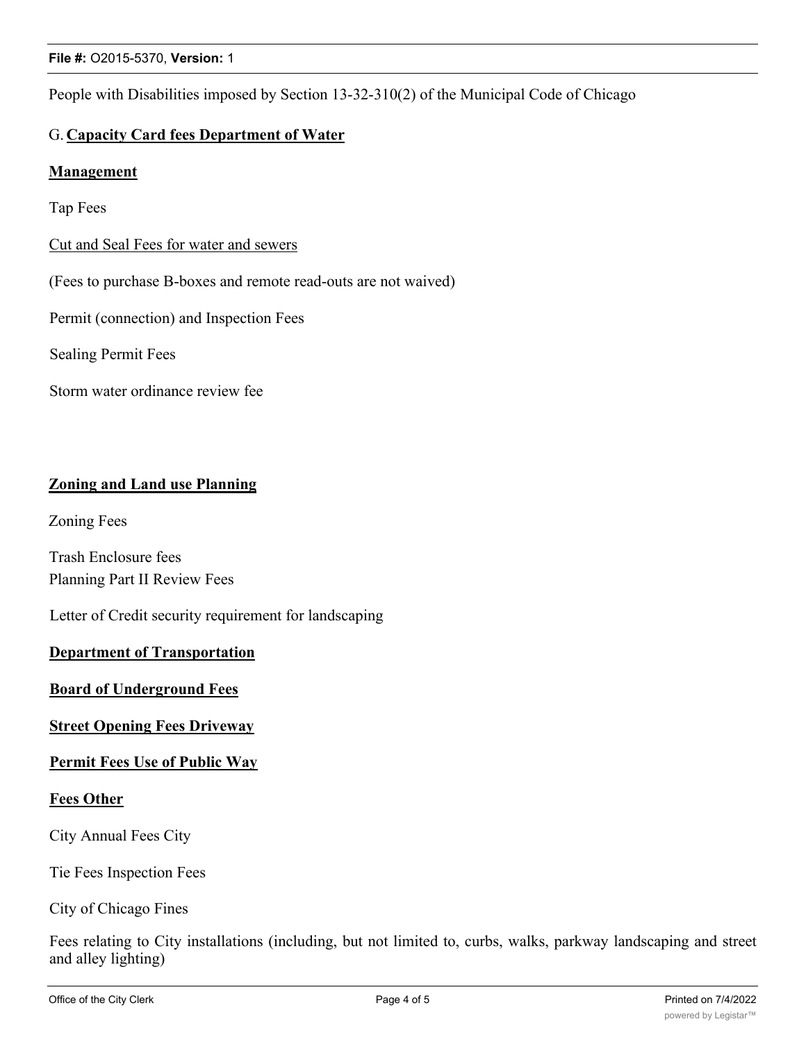People with Disabilities imposed by Section 13-32-310(2) of the Municipal Code of Chicago

G. **Capacity Card fees Department of Water**

**Management**

Tap Fees

Cut and Seal Fees for water and sewers

(Fees to purchase B-boxes and remote read-outs are not waived)

Permit (connection) and Inspection Fees

Sealing Permit Fees

Storm water ordinance review fee

**Zoning and Land use Planning**

Zoning Fees

Trash Enclosure fees
Planning Part II Review Fees

Letter of Credit security requirement for landscaping

**Department of Transportation**

**Board of Underground Fees**

**Street Opening Fees Driveway**

**Permit Fees Use of Public Way**

**Fees Other**

City Annual Fees City

Tie Fees Inspection Fees

City of Chicago Fines

Fees relating to City installations (including, but not limited to, curbs, walks, parkway landscaping and street and alley lighting)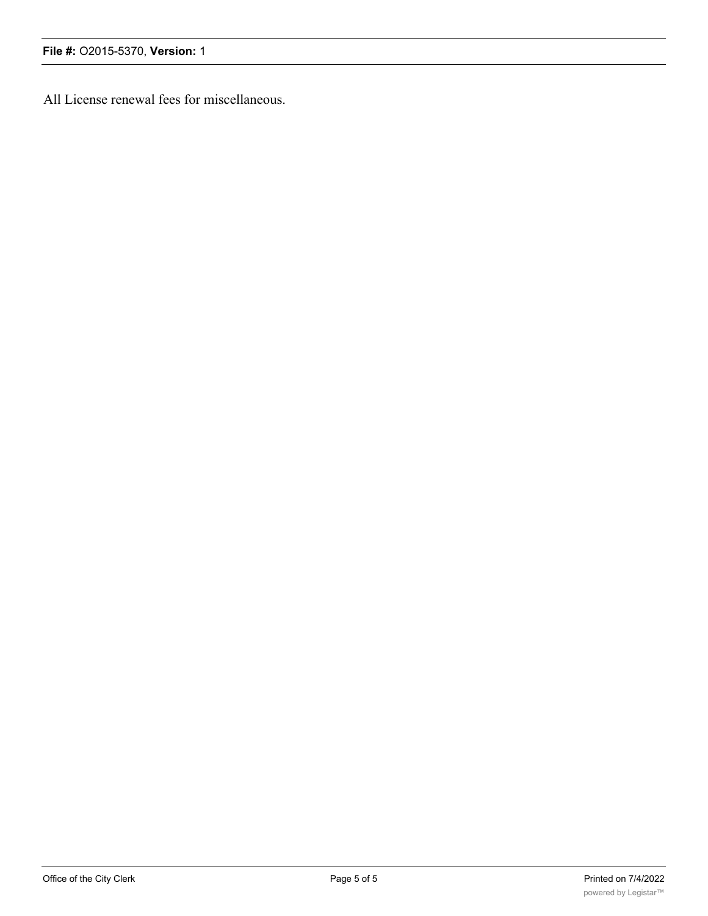All License renewal fees for miscellaneous.